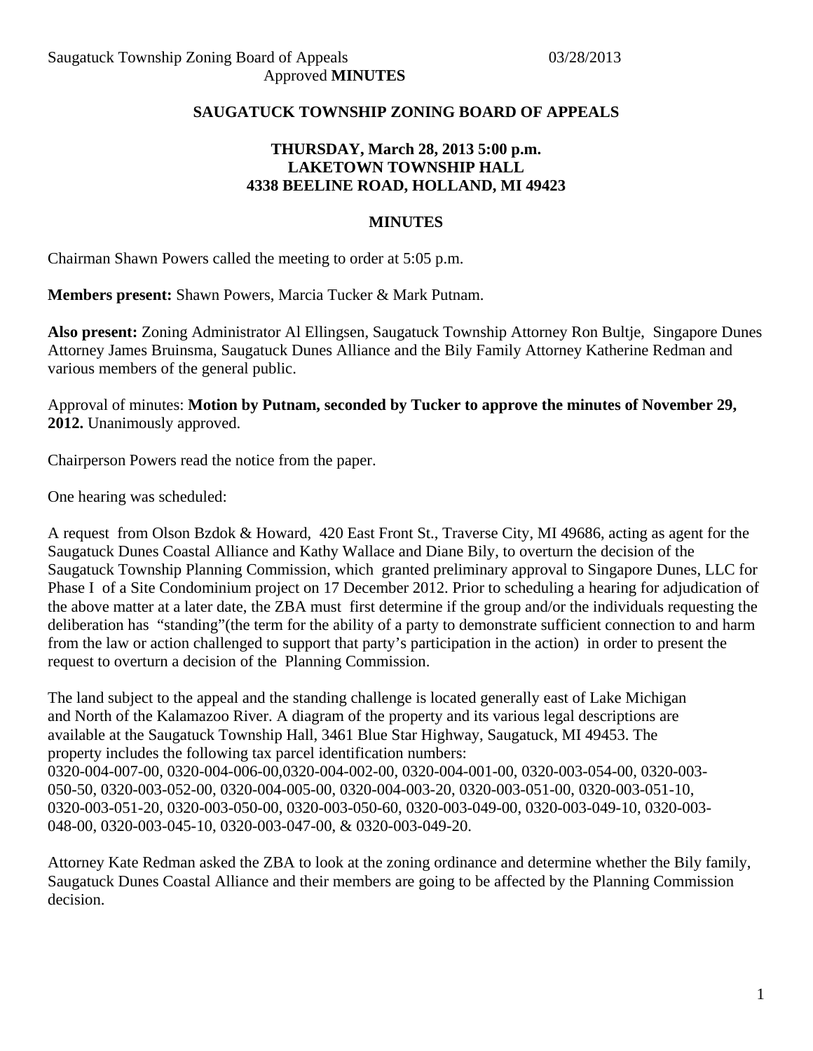## SAUGATUCK TOWNSHIP ZONING BOARD OF APPEALS

**THURSDAY, March 28, 2013 5:00 p.m.**
**LAKETOWN TOWNSHIP HALL**
**4338 BEELINE ROAD, HOLLAND, MI 49423**

**MINUTES**

Chairman Shawn Powers called the meeting to order at 5:05 p.m.

**Members present:** Shawn Powers, Marcia Tucker & Mark Putnam.

**Also present:** Zoning Administrator Al Ellingsen, Saugatuck Township Attorney Ron Bultje, Singapore Dunes Attorney James Bruinsma, Saugatuck Dunes Alliance and the Bily Family Attorney Katherine Redman and various members of the general public.

Approval of minutes: **Motion by Putnam, seconded by Tucker to approve the minutes of November 29, 2012.** Unanimously approved.

Chairperson Powers read the notice from the paper.

One hearing was scheduled:

A request from Olson Bzdok & Howard, 420 East Front St., Traverse City, MI 49686, acting as agent for the Saugatuck Dunes Coastal Alliance and Kathy Wallace and Diane Bily, to overturn the decision of the Saugatuck Township Planning Commission, which granted preliminary approval to Singapore Dunes, LLC for Phase I of a Site Condominium project on 17 December 2012. Prior to scheduling a hearing for adjudication of the above matter at a later date, the ZBA must first determine if the group and/or the individuals requesting the deliberation has "standing"(the term for the ability of a party to demonstrate sufficient connection to and harm from the law or action challenged to support that party's participation in the action) in order to present the request to overturn a decision of the Planning Commission.

The land subject to the appeal and the standing challenge is located generally east of Lake Michigan and North of the Kalamazoo River. A diagram of the property and its various legal descriptions are available at the Saugatuck Township Hall, 3461 Blue Star Highway, Saugatuck, MI 49453. The property includes the following tax parcel identification numbers:
0320-004-007-00, 0320-004-006-00,0320-004-002-00, 0320-004-001-00, 0320-003-054-00, 0320-003-050-50, 0320-003-052-00, 0320-004-005-00, 0320-004-003-20, 0320-003-051-00, 0320-003-051-10, 0320-003-051-20, 0320-003-050-00, 0320-003-050-60, 0320-003-049-00, 0320-003-049-10, 0320-003-048-00, 0320-003-045-10, 0320-003-047-00, & 0320-003-049-20.

Attorney Kate Redman asked the ZBA to look at the zoning ordinance and determine whether the Bily family, Saugatuck Dunes Coastal Alliance and their members are going to be affected by the Planning Commission decision.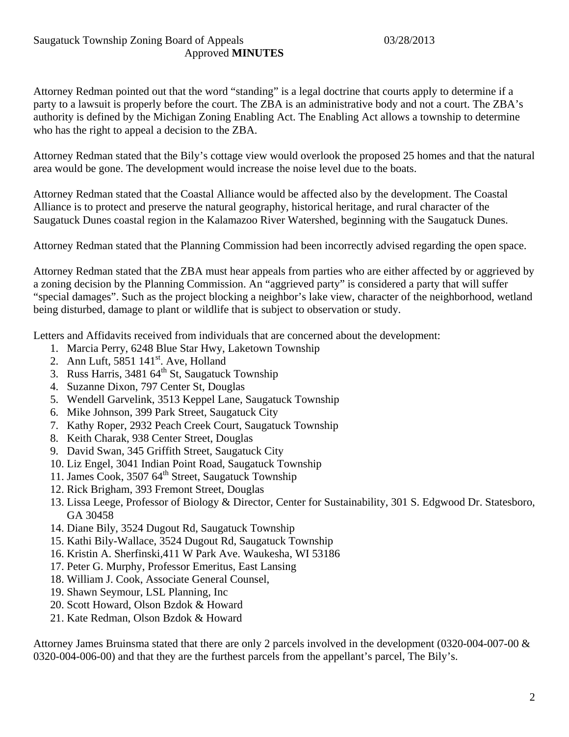Attorney Redman pointed out that the word "standing" is a legal doctrine that courts apply to determine if a party to a lawsuit is properly before the court. The ZBA is an administrative body and not a court. The ZBA's authority is defined by the Michigan Zoning Enabling Act. The Enabling Act allows a township to determine who has the right to appeal a decision to the ZBA.

Attorney Redman stated that the Bily's cottage view would overlook the proposed 25 homes and that the natural area would be gone. The development would increase the noise level due to the boats.

Attorney Redman stated that the Coastal Alliance would be affected also by the development. The Coastal Alliance is to protect and preserve the natural geography, historical heritage, and rural character of the Saugatuck Dunes coastal region in the Kalamazoo River Watershed, beginning with the Saugatuck Dunes.

Attorney Redman stated that the Planning Commission had been incorrectly advised regarding the open space.

Attorney Redman stated that the ZBA must hear appeals from parties who are either affected by or aggrieved by a zoning decision by the Planning Commission. An "aggrieved party" is considered a party that will suffer "special damages". Such as the project blocking a neighbor's lake view, character of the neighborhood, wetland being disturbed, damage to plant or wildlife that is subject to observation or study.

Letters and Affidavits received from individuals that are concerned about the development:

1. Marcia Perry, 6248 Blue Star Hwy, Laketown Township
2. Ann Luft, 5851 141st. Ave, Holland
3. Russ Harris, 3481 64th St, Saugatuck Township
4. Suzanne Dixon, 797 Center St, Douglas
5. Wendell Garvelink, 3513 Keppel Lane, Saugatuck Township
6. Mike Johnson, 399 Park Street, Saugatuck City
7. Kathy Roper, 2932 Peach Creek Court, Saugatuck Township
8. Keith Charak, 938 Center Street, Douglas
9. David Swan, 345 Griffith Street, Saugatuck City
10. Liz Engel, 3041 Indian Point Road, Saugatuck Township
11. James Cook, 3507 64th Street, Saugatuck Township
12. Rick Brigham, 393 Fremont Street, Douglas
13. Lissa Leege, Professor of Biology & Director, Center for Sustainability, 301 S. Edgwood Dr. Statesboro, GA 30458
14. Diane Bily, 3524 Dugout Rd, Saugatuck Township
15. Kathi Bily-Wallace, 3524 Dugout Rd, Saugatuck Township
16. Kristin A. Sherfinski,411 W Park Ave. Waukesha, WI 53186
17. Peter G. Murphy, Professor Emeritus, East Lansing
18. William J. Cook, Associate General Counsel,
19. Shawn Seymour, LSL Planning, Inc
20. Scott Howard, Olson Bzdok & Howard
21. Kate Redman, Olson Bzdok & Howard

Attorney James Bruinsma stated that there are only 2 parcels involved in the development (0320-004-007-00 & 0320-004-006-00) and that they are the furthest parcels from the appellant's parcel, The Bily's.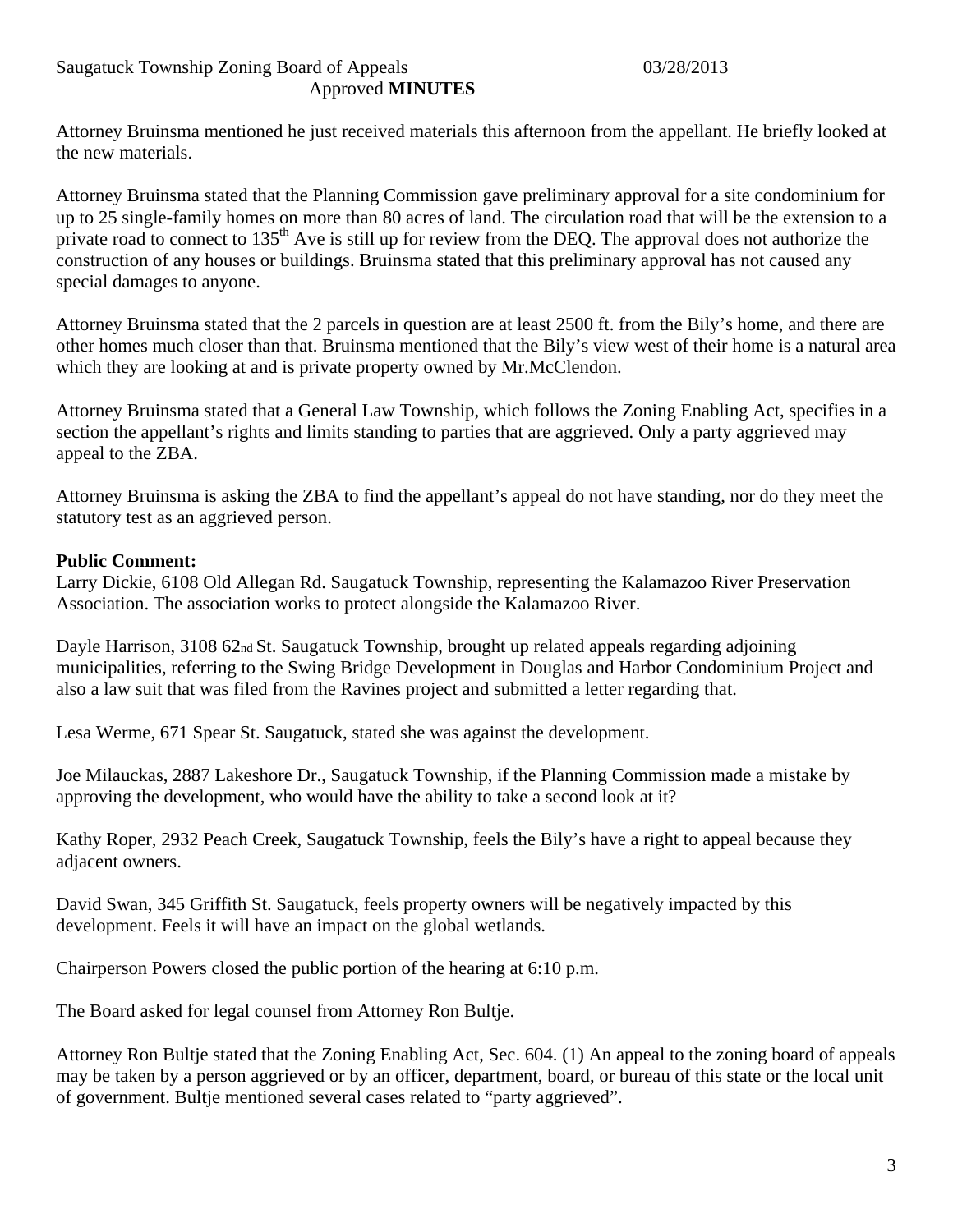Attorney Bruinsma mentioned he just received materials this afternoon from the appellant. He briefly looked at the new materials.

Attorney Bruinsma stated that the Planning Commission gave preliminary approval for a site condominium for up to 25 single-family homes on more than 80 acres of land. The circulation road that will be the extension to a private road to connect to 135th Ave is still up for review from the DEQ. The approval does not authorize the construction of any houses or buildings. Bruinsma stated that this preliminary approval has not caused any special damages to anyone.

Attorney Bruinsma stated that the 2 parcels in question are at least 2500 ft. from the Bily's home, and there are other homes much closer than that. Bruinsma mentioned that the Bily's view west of their home is a natural area which they are looking at and is private property owned by Mr.McClendon.

Attorney Bruinsma stated that a General Law Township, which follows the Zoning Enabling Act, specifies in a section the appellant's rights and limits standing to parties that are aggrieved. Only a party aggrieved may appeal to the ZBA.

Attorney Bruinsma is asking the ZBA to find the appellant's appeal do not have standing, nor do they meet the statutory test as an aggrieved person.

**Public Comment:**

Larry Dickie, 6108 Old Allegan Rd. Saugatuck Township, representing the Kalamazoo River Preservation Association. The association works to protect alongside the Kalamazoo River.

Dayle Harrison, 3108 62nd St. Saugatuck Township, brought up related appeals regarding adjoining municipalities, referring to the Swing Bridge Development in Douglas and Harbor Condominium Project and also a law suit that was filed from the Ravines project and submitted a letter regarding that.

Lesa Werme, 671 Spear St. Saugatuck, stated she was against the development.

Joe Milauckas, 2887 Lakeshore Dr., Saugatuck Township, if the Planning Commission made a mistake by approving the development, who would have the ability to take a second look at it?

Kathy Roper, 2932 Peach Creek, Saugatuck Township, feels the Bily's have a right to appeal because they adjacent owners.

David Swan, 345 Griffith St. Saugatuck, feels property owners will be negatively impacted by this development. Feels it will have an impact on the global wetlands.

Chairperson Powers closed the public portion of the hearing at 6:10 p.m.

The Board asked for legal counsel from Attorney Ron Bultje.

Attorney Ron Bultje stated that the Zoning Enabling Act, Sec. 604. (1) An appeal to the zoning board of appeals may be taken by a person aggrieved or by an officer, department, board, or bureau of this state or the local unit of government. Bultje mentioned several cases related to "party aggrieved".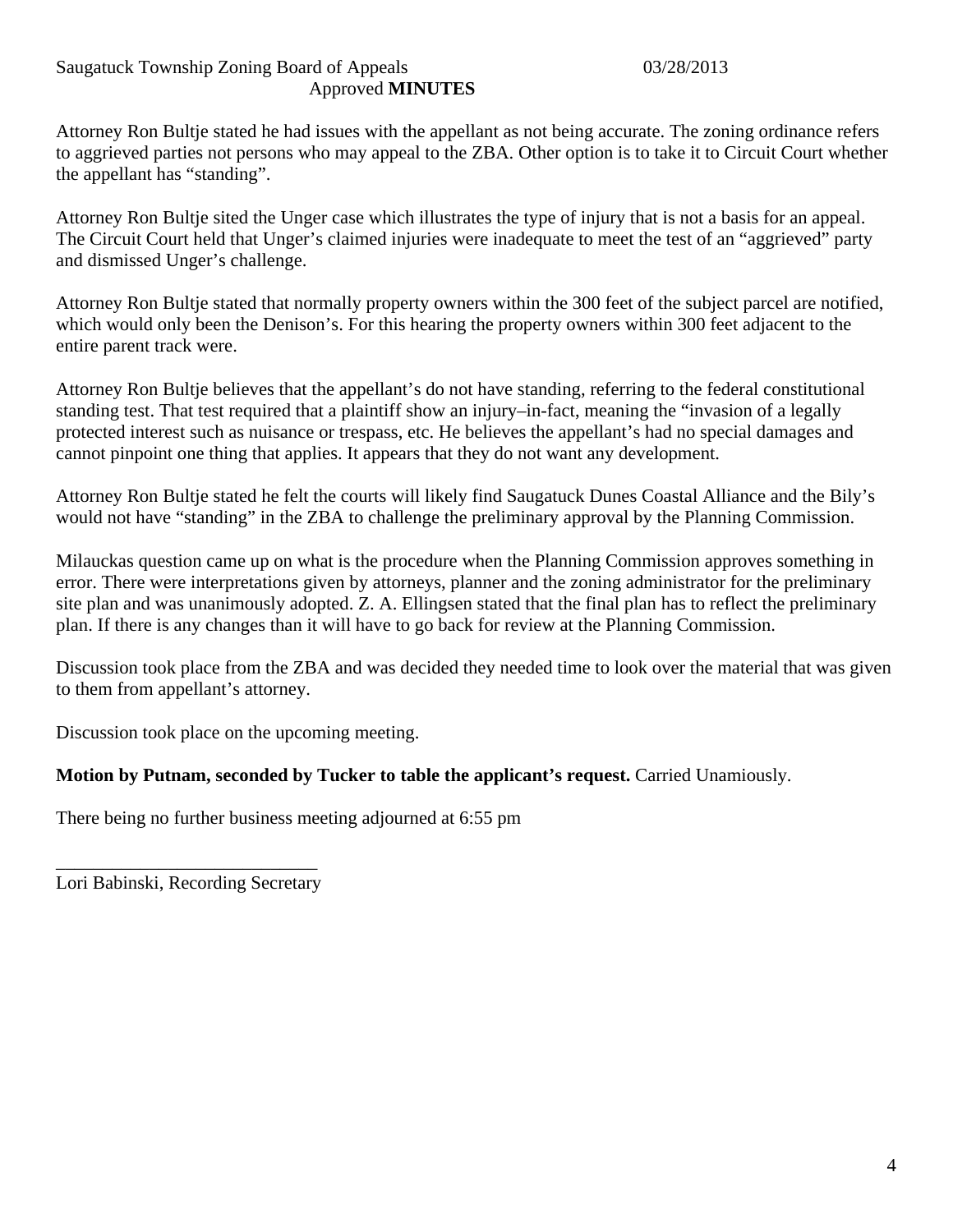Attorney Ron Bultje stated he had issues with the appellant as not being accurate. The zoning ordinance refers to aggrieved parties not persons who may appeal to the ZBA. Other option is to take it to Circuit Court whether the appellant has "standing".

Attorney Ron Bultje sited the Unger case which illustrates the type of injury that is not a basis for an appeal. The Circuit Court held that Unger's claimed injuries were inadequate to meet the test of an "aggrieved" party and dismissed Unger's challenge.

Attorney Ron Bultje stated that normally property owners within the 300 feet of the subject parcel are notified, which would only been the Denison's. For this hearing the property owners within 300 feet adjacent to the entire parent track were.

Attorney Ron Bultje believes that the appellant's do not have standing, referring to the federal constitutional standing test. That test required that a plaintiff show an injury–in-fact, meaning the "invasion of a legally protected interest such as nuisance or trespass, etc. He believes the appellant's had no special damages and cannot pinpoint one thing that applies. It appears that they do not want any development.

Attorney Ron Bultje stated he felt the courts will likely find Saugatuck Dunes Coastal Alliance and the Bily's would not have "standing" in the ZBA to challenge the preliminary approval by the Planning Commission.

Milauckas question came up on what is the procedure when the Planning Commission approves something in error. There were interpretations given by attorneys, planner and the zoning administrator for the preliminary site plan and was unanimously adopted. Z. A. Ellingsen stated that the final plan has to reflect the preliminary plan. If there is any changes than it will have to go back for review at the Planning Commission.

Discussion took place from the ZBA and was decided they needed time to look over the material that was given to them from appellant's attorney.

Discussion took place on the upcoming meeting.

**Motion by Putnam, seconded by Tucker to table the applicant's request.** Carried Unamiously.

There being no further business meeting adjourned at 6:55 pm

\_\_\_\_\_\_\_\_\_\_\_\_\_\_\_\_\_\_\_\_\_\_\_\_\_\_\_\_

Lori Babinski, Recording Secretary